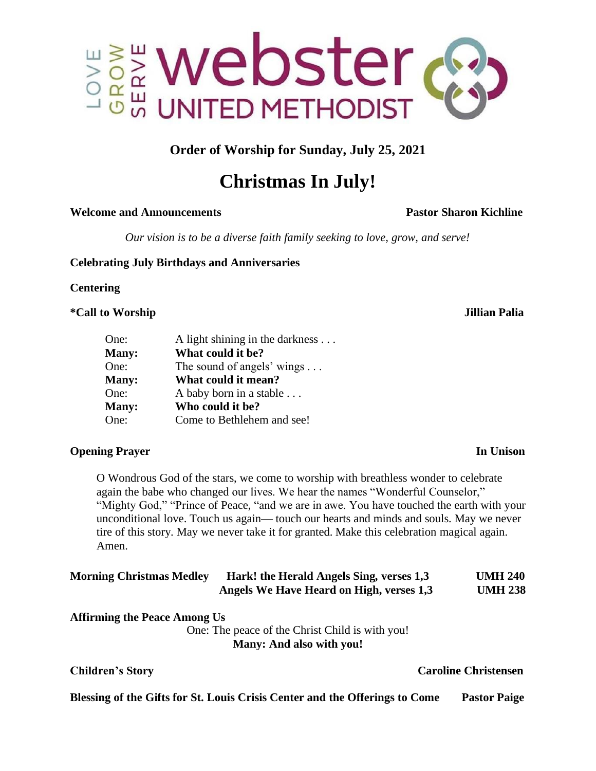LOVE GROW SERVE **webster UNITED METHODIST**

## Order of Worship for Sunday, July 25, 2021

# Christmas In July!

**Welcome and Announcements** **Pastor Sharon Kichline**

*Our vision is to be a diverse faith family seeking to love, grow, and serve!*

**Celebrating July Birthdays and Anniversaries**

**Centering**

**\*Call to Worship** **Jillian Palia**

One: A light shining in the darkness . . .
**Many: What could it be?**
One: The sound of angels' wings . . .
**Many: What could it mean?**
One: A baby born in a stable . . .
**Many: Who could it be?**
One: Come to Bethlehem and see!

**Opening Prayer** **In Unison**

O Wondrous God of the stars, we come to worship with breathless wonder to celebrate again the babe who changed our lives. We hear the names "Wonderful Counselor," "Mighty God," "Prince of Peace, "and we are in awe. You have touched the earth with your unconditional love. Touch us again— touch our hearts and minds and souls. May we never tire of this story. May we never take it for granted. Make this celebration magical again. Amen.

**Morning Christmas Medley** **Hark! the Herald Angels Sing, verses 1,3** **UMH 240**
**Angels We Have Heard on High, verses 1,3** **UMH 238**

**Affirming the Peace Among Us**

One: The peace of the Christ Child is with you!
**Many: And also with you!**

**Children's Story** **Caroline Christensen**

**Blessing of the Gifts for St. Louis Crisis Center and the Offerings to Come** **Pastor Paige**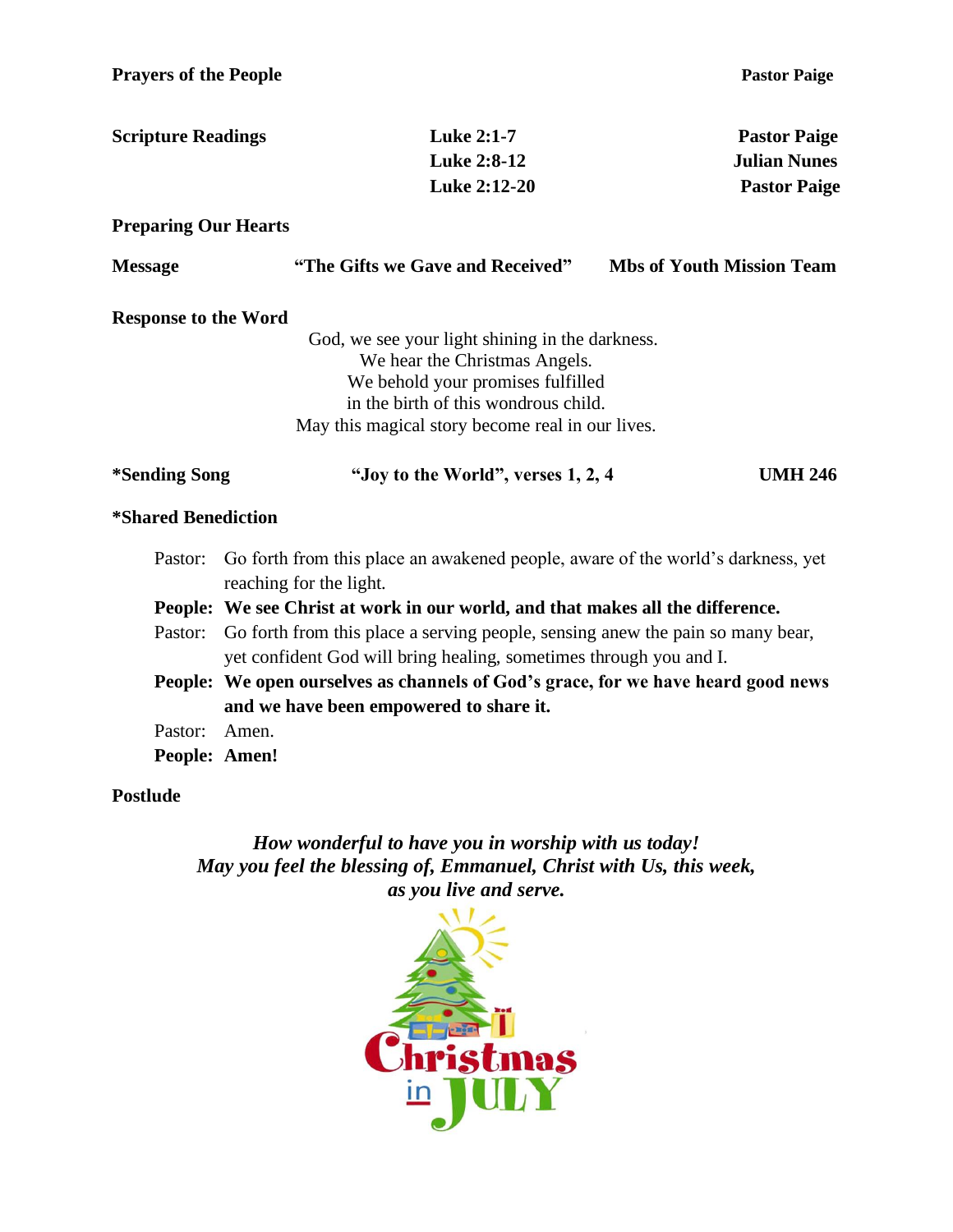**Prayers of the People** Pastor Paige

| | | |
|---|---|---|
| **Scripture Readings** | **Luke 2:1-7** | **Pastor Paige** |
| | **Luke 2:8-12** | **Julian Nunes** |
| | **Luke 2:12-20** | **Pastor Paige** |

**Preparing Our Hearts**

**Message** **"The Gifts we Gave and Received"** **Mbs of Youth Mission Team**

**Response to the Word**

God, we see your light shining in the darkness.
We hear the Christmas Angels.
We behold your promises fulfilled
in the birth of this wondrous child.
May this magical story become real in our lives.

**\*Sending Song** **"Joy to the World", verses 1, 2, 4** **UMH 246**

**\*Shared Benediction**

Pastor: Go forth from this place an awakened people, aware of the world's darkness, yet reaching for the light.

**People: We see Christ at work in our world, and that makes all the difference.**

Pastor: Go forth from this place a serving people, sensing anew the pain so many bear, yet confident God will bring healing, sometimes through you and I.

**People: We open ourselves as channels of God's grace, for we have heard good news and we have been empowered to share it.**

Pastor: Amen.

**People: Amen!**

**Postlude**

***How wonderful to have you in worship with us today!***
***May you feel the blessing of, Emmanuel, Christ with Us, this week,***
***as you live and serve.***

Christmas in JULY